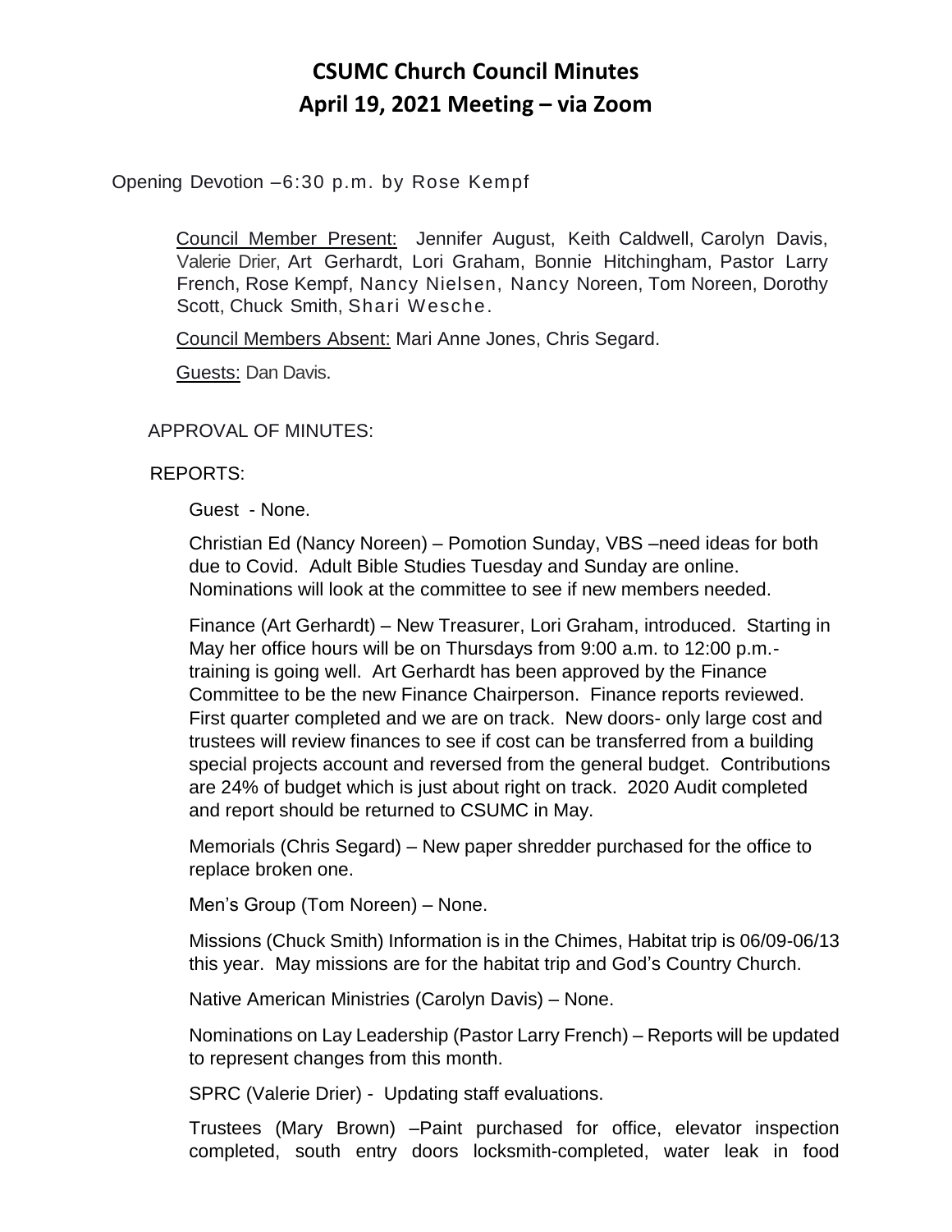# CSUMC Church Council Minutes
# April 19, 2021 Meeting – via Zoom

Opening Devotion –6:30 p.m. by Rose Kempf

Council Member Present: Jennifer August, Keith Caldwell, Carolyn Davis, Valerie Drier, Art Gerhardt, Lori Graham, Bonnie Hitchingham, Pastor Larry French, Rose Kempf, Nancy Nielsen, Nancy Noreen, Tom Noreen, Dorothy Scott, Chuck Smith, Shari Wesche.

Council Members Absent: Mari Anne Jones, Chris Segard.

Guests: Dan Davis.

APPROVAL OF MINUTES:

REPORTS:

Guest - None.

Christian Ed (Nancy Noreen) – Pomotion Sunday, VBS –need ideas for both due to Covid. Adult Bible Studies Tuesday and Sunday are online. Nominations will look at the committee to see if new members needed.

Finance (Art Gerhardt) – New Treasurer, Lori Graham, introduced. Starting in May her office hours will be on Thursdays from 9:00 a.m. to 12:00 p.m.- training is going well. Art Gerhardt has been approved by the Finance Committee to be the new Finance Chairperson. Finance reports reviewed. First quarter completed and we are on track. New doors- only large cost and trustees will review finances to see if cost can be transferred from a building special projects account and reversed from the general budget. Contributions are 24% of budget which is just about right on track. 2020 Audit completed and report should be returned to CSUMC in May.

Memorials (Chris Segard) – New paper shredder purchased for the office to replace broken one.

Men's Group (Tom Noreen) – None.

Missions (Chuck Smith) Information is in the Chimes, Habitat trip is 06/09-06/13 this year. May missions are for the habitat trip and God's Country Church.

Native American Ministries (Carolyn Davis) – None.

Nominations on Lay Leadership (Pastor Larry French) – Reports will be updated to represent changes from this month.

SPRC (Valerie Drier) - Updating staff evaluations.

Trustees (Mary Brown) –Paint purchased for office, elevator inspection completed, south entry doors locksmith-completed, water leak in food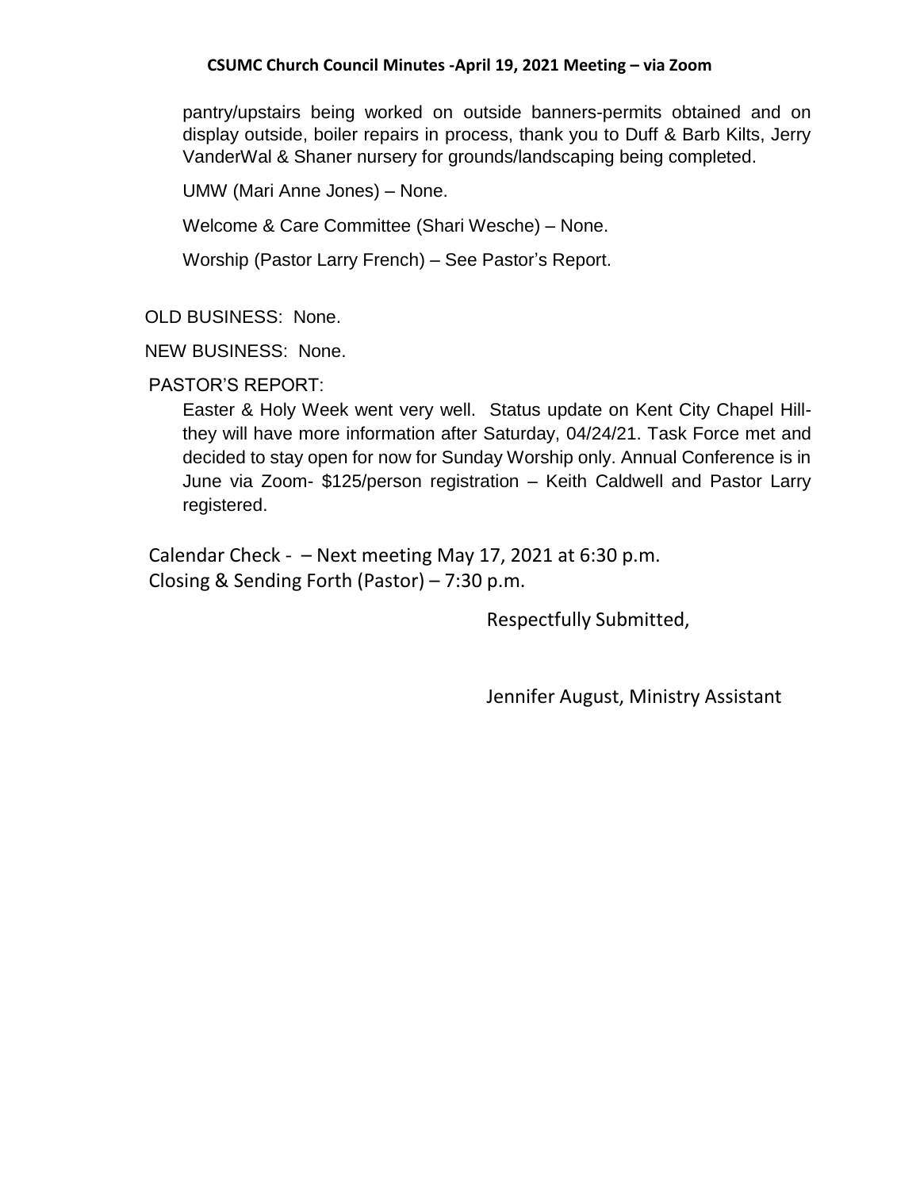pantry/upstairs being worked on outside banners-permits obtained and on display outside, boiler repairs in process, thank you to Duff & Barb Kilts, Jerry VanderWal & Shaner nursery for grounds/landscaping being completed.

UMW (Mari Anne Jones) – None.

Welcome & Care Committee (Shari Wesche) – None.

Worship (Pastor Larry French) – See Pastor's Report.

OLD BUSINESS: None.

NEW BUSINESS: None.

PASTOR'S REPORT:

Easter & Holy Week went very well. Status update on Kent City Chapel Hill- they will have more information after Saturday, 04/24/21. Task Force met and decided to stay open for now for Sunday Worship only. Annual Conference is in June via Zoom- $125/person registration – Keith Caldwell and Pastor Larry registered.

Calendar Check - – Next meeting May 17, 2021 at 6:30 p.m.
Closing & Sending Forth (Pastor) – 7:30 p.m.

Respectfully Submitted,

Jennifer August, Ministry Assistant